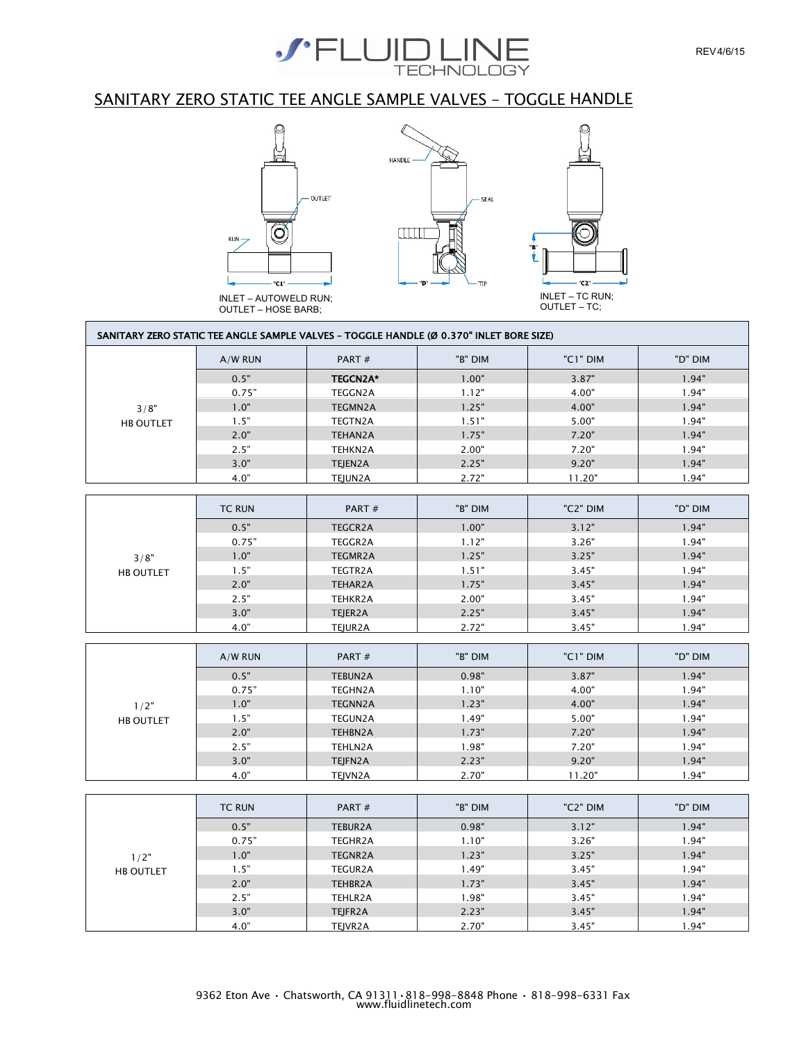# SANITARY ZERO STATIC TEE ANGLE SAMPLE VALVES – TOGGLE HANDLE

INLET – AUTOWELD RUN;
OUTLET – HOSE BARB;

INLET – TC RUN;
OUTLET – TC;

## SANITARY ZERO STATIC TEE ANGLE SAMPLE VALVES – TOGGLE HANDLE (Ø 0.370" INLET BORE SIZE)

| | A/W RUN | PART # | "B" DIM | "C1" DIM | "D" DIM |
|---|---|---|---|---|---|
| 3/8" HB OUTLET | 0.5" | **TEGCN2A*** | 1.00" | 3.87" | 1.94" |
| | 0.75" | TEGGN2A | 1.12" | 4.00" | 1.94" |
| | 1.0" | TEGMN2A | 1.25" | 4.00" | 1.94" |
| | 1.5" | TEGTN2A | 1.51" | 5.00" | 1.94" |
| | 2.0" | TEHAN2A | 1.75" | 7.20" | 1.94" |
| | 2.5" | TEHKN2A | 2.00" | 7.20" | 1.94" |
| | 3.0" | TEJEN2A | 2.25" | 9.20" | 1.94" |
| | 4.0" | TEJUN2A | 2.72" | 11.20" | 1.94" |

| | TC RUN | PART # | "B" DIM | "C2" DIM | "D" DIM |
|---|---|---|---|---|---|
| 3/8" HB OUTLET | 0.5" | TEGCR2A | 1.00" | 3.12" | 1.94" |
| | 0.75" | TEGGR2A | 1.12" | 3.26" | 1.94" |
| | 1.0" | TEGMR2A | 1.25" | 3.25" | 1.94" |
| | 1.5" | TEGTR2A | 1.51" | 3.45" | 1.94" |
| | 2.0" | TEHAR2A | 1.75" | 3.45" | 1.94" |
| | 2.5" | TEHKR2A | 2.00" | 3.45" | 1.94" |
| | 3.0" | TEJER2A | 2.25" | 3.45" | 1.94" |
| | 4.0" | TEJUR2A | 2.72" | 3.45" | 1.94" |

| | A/W RUN | PART # | "B" DIM | "C1" DIM | "D" DIM |
|---|---|---|---|---|---|
| 1/2" HB OUTLET | 0.5" | TEBUN2A | 0.98" | 3.87" | 1.94" |
| | 0.75" | TEGHN2A | 1.10" | 4.00" | 1.94" |
| | 1.0" | TEGNN2A | 1.23" | 4.00" | 1.94" |
| | 1.5" | TEGUN2A | 1.49" | 5.00" | 1.94" |
| | 2.0" | TEHBN2A | 1.73" | 7.20" | 1.94" |
| | 2.5" | TEHLN2A | 1.98" | 7.20" | 1.94" |
| | 3.0" | TEJFN2A | 2.23" | 9.20" | 1.94" |
| | 4.0" | TEJVN2A | 2.70" | 11.20" | 1.94" |

| | TC RUN | PART # | "B" DIM | "C2" DIM | "D" DIM |
|---|---|---|---|---|---|
| 1/2" HB OUTLET | 0.5" | TEBUR2A | 0.98" | 3.12" | 1.94" |
| | 0.75" | TEGHR2A | 1.10" | 3.26" | 1.94" |
| | 1.0" | TEGNR2A | 1.23" | 3.25" | 1.94" |
| | 1.5" | TEGUR2A | 1.49" | 3.45" | 1.94" |
| | 2.0" | TEHBR2A | 1.73" | 3.45" | 1.94" |
| | 2.5" | TEHLR2A | 1.98" | 3.45" | 1.94" |
| | 3.0" | TEJFR2A | 2.23" | 3.45" | 1.94" |
| | 4.0" | TEJVR2A | 2.70" | 3.45" | 1.94" |

9362 Eton Ave • Chatsworth, CA 91311 • 818-998-8848 Phone • 818-998-6331 Fax
www.fluidlinetech.com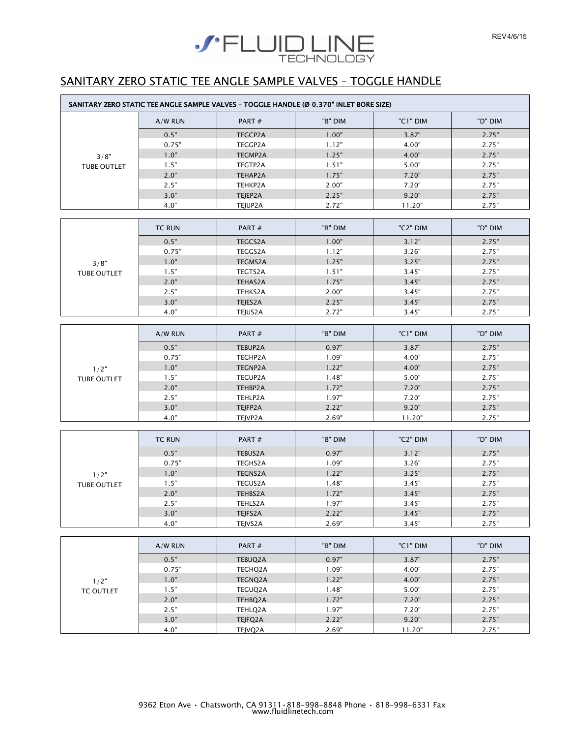# SANITARY ZERO STATIC TEE ANGLE SAMPLE VALVES – TOGGLE HANDLE

**SANITARY ZERO STATIC TEE ANGLE SAMPLE VALVES – TOGGLE HANDLE (Ø 0.370" INLET BORE SIZE)**

| | A/W RUN | PART # | "B" DIM | "C1" DIM | "D" DIM |
|---|---|---|---|---|---|
| 3/8" TUBE OUTLET | 0.5" | TEGCP2A | 1.00" | 3.87" | 2.75" |
| | 0.75" | TEGGP2A | 1.12" | 4.00" | 2.75" |
| | 1.0" | TEGMP2A | 1.25" | 4.00" | 2.75" |
| | 1.5" | TEGTP2A | 1.51" | 5.00" | 2.75" |
| | 2.0" | TEHAP2A | 1.75" | 7.20" | 2.75" |
| | 2.5" | TEHKP2A | 2.00" | 7.20" | 2.75" |
| | 3.0" | TEJEP2A | 2.25" | 9.20" | 2.75" |
| | 4.0" | TEJUP2A | 2.72" | 11.20" | 2.75" |

| | TC RUN | PART # | "B" DIM | "C2" DIM | "D" DIM |
|---|---|---|---|---|---|
| 3/8" TUBE OUTLET | 0.5" | TEGCS2A | 1.00" | 3.12" | 2.75" |
| | 0.75" | TEGGS2A | 1.12" | 3.26" | 2.75" |
| | 1.0" | TEGMS2A | 1.25" | 3.25" | 2.75" |
| | 1.5" | TEGTS2A | 1.51" | 3.45" | 2.75" |
| | 2.0" | TEHAS2A | 1.75" | 3.45" | 2.75" |
| | 2.5" | TEHKS2A | 2.00" | 3.45" | 2.75" |
| | 3.0" | TEJES2A | 2.25" | 3.45" | 2.75" |
| | 4.0" | TEJUS2A | 2.72" | 3.45" | 2.75" |

| | A/W RUN | PART # | "B" DIM | "C1" DIM | "D" DIM |
|---|---|---|---|---|---|
| 1/2" TUBE OUTLET | 0.5" | TEBUP2A | 0.97" | 3.87" | 2.75" |
| | 0.75" | TEGHP2A | 1.09" | 4.00" | 2.75" |
| | 1.0" | TEGNP2A | 1.22" | 4.00" | 2.75" |
| | 1.5" | TEGUP2A | 1.48" | 5.00" | 2.75" |
| | 2.0" | TEHBP2A | 1.72" | 7.20" | 2.75" |
| | 2.5" | TEHLP2A | 1.97" | 7.20" | 2.75" |
| | 3.0" | TEJFP2A | 2.22" | 9.20" | 2.75" |
| | 4.0" | TEJVP2A | 2.69" | 11.20" | 2.75" |

| | TC RUN | PART # | "B" DIM | "C2" DIM | "D" DIM |
|---|---|---|---|---|---|
| 1/2" TUBE OUTLET | 0.5" | TEBUS2A | 0.97" | 3.12" | 2.75" |
| | 0.75" | TEGHS2A | 1.09" | 3.26" | 2.75" |
| | 1.0" | TEGNS2A | 1.22" | 3.25" | 2.75" |
| | 1.5" | TEGUS2A | 1.48" | 3.45" | 2.75" |
| | 2.0" | TEHBS2A | 1.72" | 3.45" | 2.75" |
| | 2.5" | TEHLS2A | 1.97" | 3.45" | 2.75" |
| | 3.0" | TEJFS2A | 2.22" | 3.45" | 2.75" |
| | 4.0" | TEJVS2A | 2.69" | 3.45" | 2.75" |

| | A/W RUN | PART # | "B" DIM | "C1" DIM | "D" DIM |
|---|---|---|---|---|---|
| 1/2" TC OUTLET | 0.5" | TEBUQ2A | 0.97" | 3.87" | 2.75" |
| | 0.75" | TEGHQ2A | 1.09" | 4.00" | 2.75" |
| | 1.0" | TEGNQ2A | 1.22" | 4.00" | 2.75" |
| | 1.5" | TEGUQ2A | 1.48" | 5.00" | 2.75" |
| | 2.0" | TEHBQ2A | 1.72" | 7.20" | 2.75" |
| | 2.5" | TEHLQ2A | 1.97" | 7.20" | 2.75" |
| | 3.0" | TEJFQ2A | 2.22" | 9.20" | 2.75" |
| | 4.0" | TEJVQ2A | 2.69" | 11.20" | 2.75" |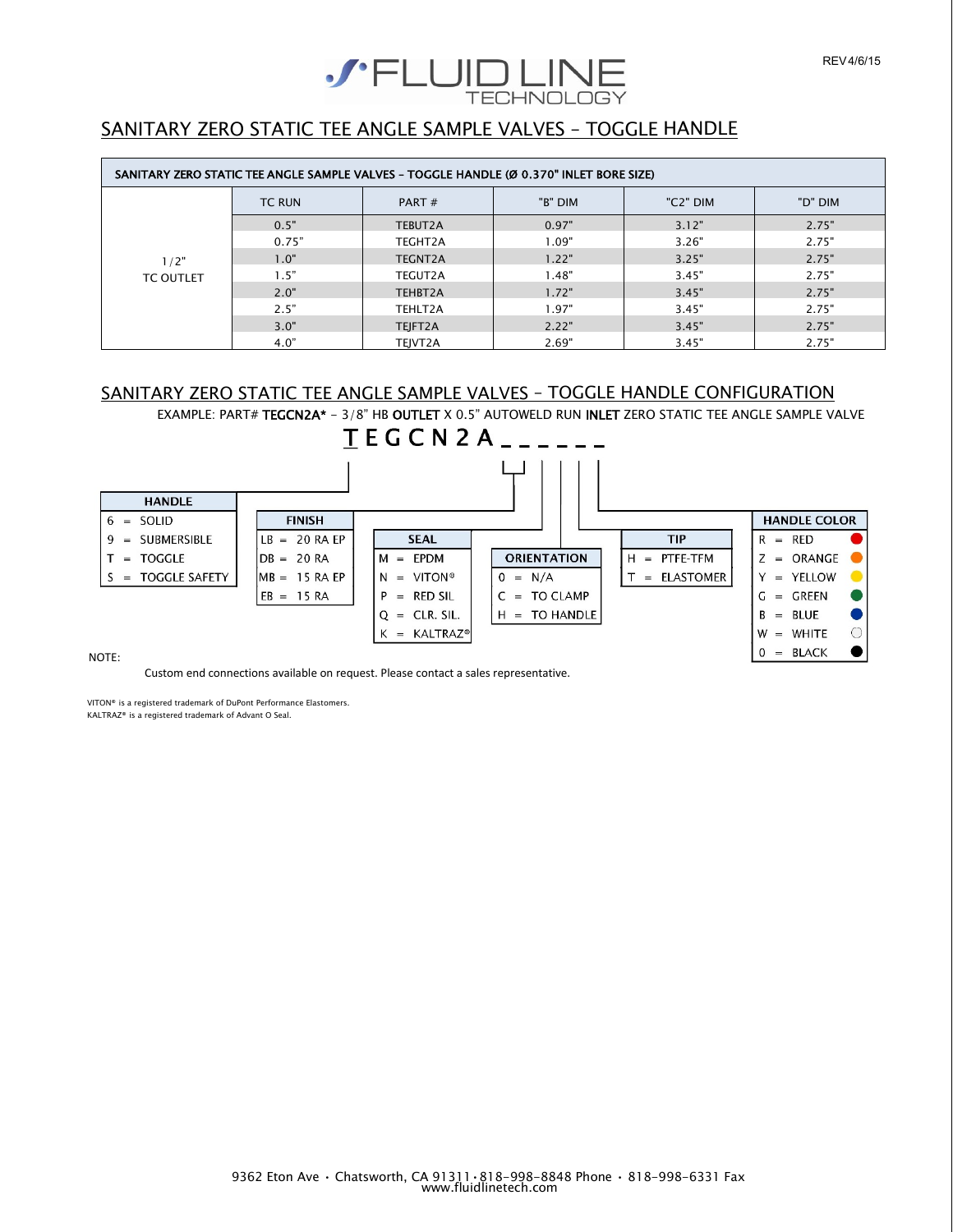# SANITARY ZERO STATIC TEE ANGLE SAMPLE VALVES – TOGGLE HANDLE

| SANITARY ZERO STATIC TEE ANGLE SAMPLE VALVES – TOGGLE HANDLE (Ø 0.370" INLET BORE SIZE) | | | | | |
|---|---|---|---|---|---|
| | TC RUN | PART # | "B" DIM | "C2" DIM | "D" DIM |
| 1/2" TC OUTLET | 0.5" | TEBUT2A | 0.97" | 3.12" | 2.75" |
| | 0.75" | TEGHT2A | 1.09" | 3.26" | 2.75" |
| | 1.0" | TEGNT2A | 1.22" | 3.25" | 2.75" |
| | 1.5" | TEGUT2A | 1.48" | 3.45" | 2.75" |
| | 2.0" | TEHBT2A | 1.72" | 3.45" | 2.75" |
| | 2.5" | TEHLT2A | 1.97" | 3.45" | 2.75" |
| | 3.0" | TEJFT2A | 2.22" | 3.45" | 2.75" |
| | 4.0" | TEJVT2A | 2.69" | 3.45" | 2.75" |

## SANITARY ZERO STATIC TEE ANGLE SAMPLE VALVES – TOGGLE HANDLE CONFIGURATION

EXAMPLE: PART# **TEGCN2A*** – 3/8" HB **OUTLET** X 0.5" AUTOWELD RUN **INLET** ZERO STATIC TEE ANGLE SAMPLE VALVE

**T E G C N 2 A _ _ _ _ _ _**

| HANDLE |
|---|
| 6 = SOLID |
| 9 = SUBMERSIBLE |
| T = TOGGLE |
| S = TOGGLE SAFETY |

| FINISH |
|---|
| LB = 20 RA EP |
| DB = 20 RA |
| MB = 15 RA EP |
| EB = 15 RA |

| SEAL |
|---|
| M = EPDM |
| N = VITON® |
| P = RED SIL |
| Q = CLR. SIL. |
| K = KALTRAZ® |

| ORIENTATION |
|---|
| 0 = N/A |
| C = TO CLAMP |
| H = TO HANDLE |

| TIP |
|---|
| H = PTFE-TFM |
| T = ELASTOMER |

| HANDLE COLOR |
|---|
| R = RED |
| Z = ORANGE |
| Y = YELLOW |
| G = GREEN |
| B = BLUE |
| W = WHITE |
| 0 = BLACK |

NOTE:

Custom end connections available on request. Please contact a sales representative.

VITON® is a registered trademark of DuPont Performance Elastomers.
KALTRAZ® is a registered trademark of Advant O Seal.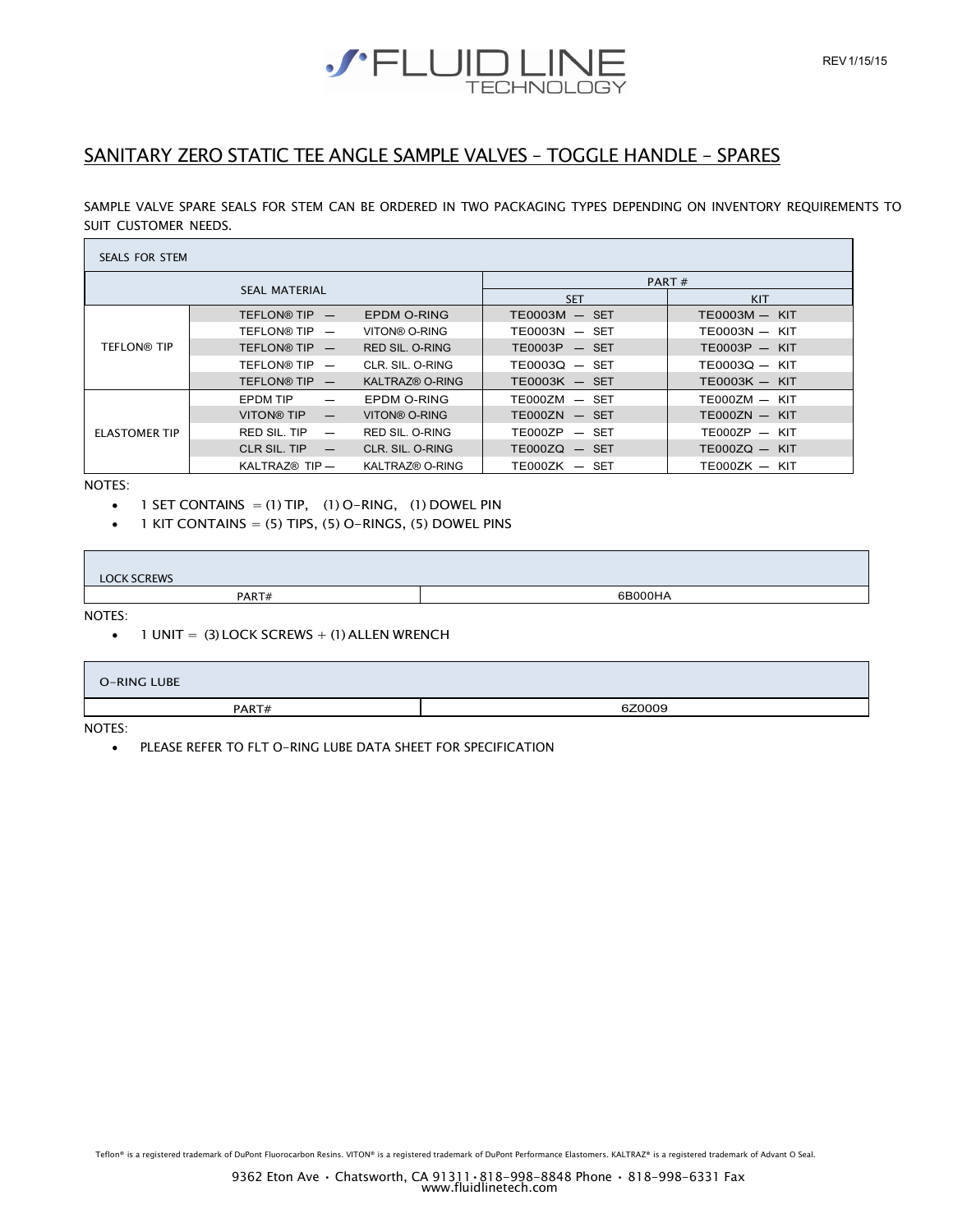## SANITARY ZERO STATIC TEE ANGLE SAMPLE VALVES – TOGGLE HANDLE – SPARES

SAMPLE VALVE SPARE SEALS FOR STEM CAN BE ORDERED IN TWO PACKAGING TYPES DEPENDING ON INVENTORY REQUIREMENTS TO SUIT CUSTOMER NEEDS.

| SEALS FOR STEM | | | | |
|---|---|---|---|---|
| SEAL MATERIAL | | | PART # | |
| | | | SET | KIT |
| TEFLON® TIP | TEFLON® TIP — | EPDM O-RING | TE0003M — SET | TE0003M — KIT |
| | TEFLON® TIP — | VITON® O-RING | TE0003N — SET | TE0003N — KIT |
| | TEFLON® TIP — | RED SIL. O-RING | TE0003P — SET | TE0003P — KIT |
| | TEFLON® TIP — | CLR. SIL. O-RING | TE0003Q — SET | TE0003Q — KIT |
| | TEFLON® TIP — | KALTRAZ® O-RING | TE0003K — SET | TE0003K — KIT |
| ELASTOMER TIP | EPDM TIP — | EPDM O-RING | TE000ZM — SET | TE000ZM — KIT |
| | VITON® TIP — | VITON® O-RING | TE000ZN — SET | TE000ZN — KIT |
| | RED SIL. TIP — | RED SIL. O-RING | TE000ZP — SET | TE000ZP — KIT |
| | CLR SIL. TIP — | CLR. SIL. O-RING | TE000ZQ — SET | TE000ZQ — KIT |
| | KALTRAZ® TIP — | KALTRAZ® O-RING | TE000ZK — SET | TE000ZK — KIT |

NOTES:

- 1 SET CONTAINS = (1) TIP, (1) O-RING, (1) DOWEL PIN
- 1 KIT CONTAINS = (5) TIPS, (5) O-RINGS, (5) DOWEL PINS

| LOCK SCREWS | |
|---|---|
| PART# | 6B000HA |

NOTES:

- 1 UNIT = (3) LOCK SCREWS + (1) ALLEN WRENCH

| O-RING LUBE | |
|---|---|
| PART# | 6Z0009 |

NOTES:

- PLEASE REFER TO FLT O-RING LUBE DATA SHEET FOR SPECIFICATION

Teflon® is a registered trademark of DuPont Fluorocarbon Resins. VITON® is a registered trademark of DuPont Performance Elastomers. KALTRAZ® is a registered trademark of Advant O Seal.